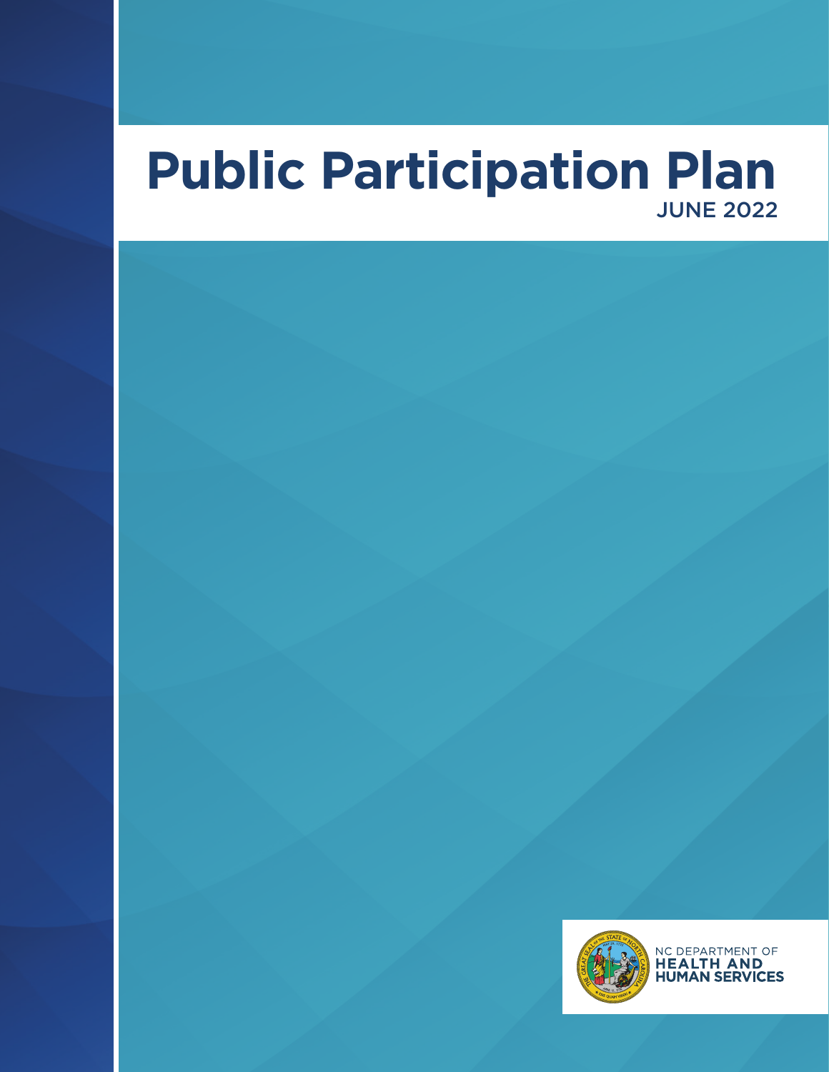# Public Participation Plan

JUNE 2022

NC DEPARTMENT OF
**HEALTH AND HUMAN SERVICES**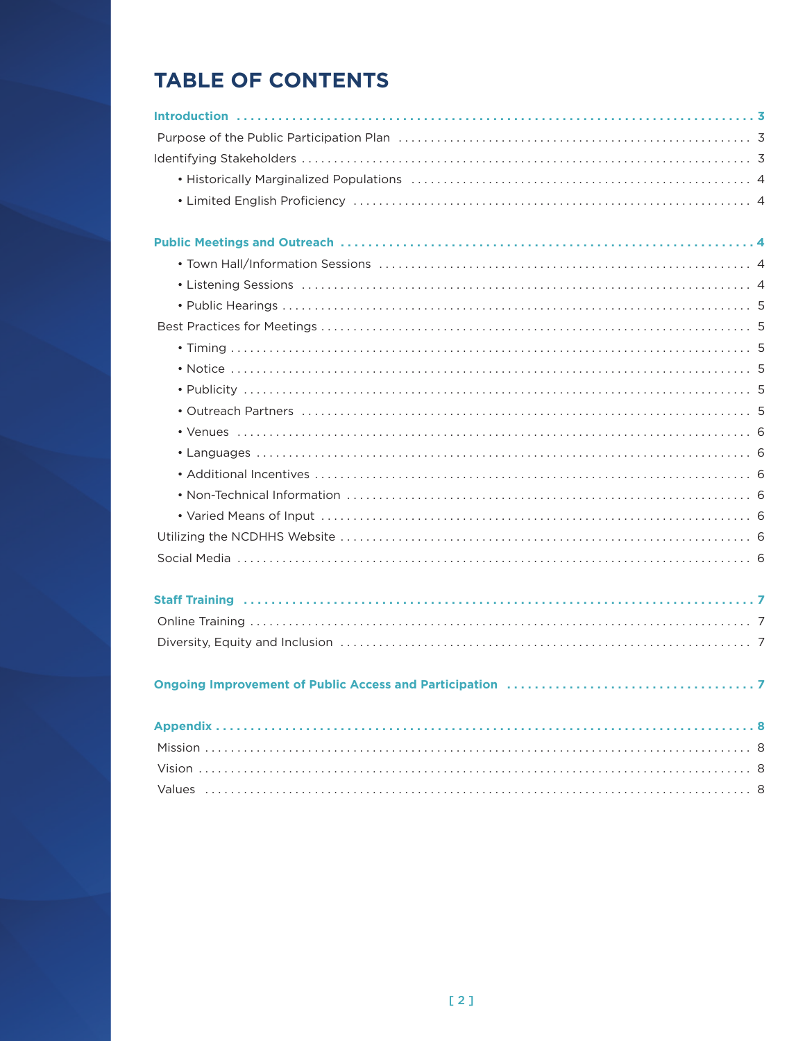# TABLE OF CONTENTS

**Introduction** . . . . . . . . . . . . . . . . . . . . . . . . . . . . . . . . . . . . . . . . 3

Purpose of the Public Participation Plan . . . . . . . . . . . . . . . . . . . . . . . 3

Identifying Stakeholders . . . . . . . . . . . . . . . . . . . . . . . . . . . . . . . . . . . . 3

- Historically Marginalized Populations . . . . . . . . . . . . . . . . . . . . . 4
- Limited English Proficiency . . . . . . . . . . . . . . . . . . . . . . . . . . . . . 4

**Public Meetings and Outreach** . . . . . . . . . . . . . . . . . . . . . . . . . . . . . 4

- Town Hall/Information Sessions . . . . . . . . . . . . . . . . . . . . . . . . . 4
- Listening Sessions . . . . . . . . . . . . . . . . . . . . . . . . . . . . . . . . . . . . 4
- Public Hearings . . . . . . . . . . . . . . . . . . . . . . . . . . . . . . . . . . . . . 5

Best Practices for Meetings . . . . . . . . . . . . . . . . . . . . . . . . . . . . . . . . . 5

- Timing . . . . . . . . . . . . . . . . . . . . . . . . . . . . . . . . . . . . . . . . . . . . 5
- Notice . . . . . . . . . . . . . . . . . . . . . . . . . . . . . . . . . . . . . . . . . . . . 5
- Publicity . . . . . . . . . . . . . . . . . . . . . . . . . . . . . . . . . . . . . . . . . . 5
- Outreach Partners . . . . . . . . . . . . . . . . . . . . . . . . . . . . . . . . . . . 5
- Venues . . . . . . . . . . . . . . . . . . . . . . . . . . . . . . . . . . . . . . . . . . . 6
- Languages . . . . . . . . . . . . . . . . . . . . . . . . . . . . . . . . . . . . . . . . . 6
- Additional Incentives . . . . . . . . . . . . . . . . . . . . . . . . . . . . . . . . . 6
- Non-Technical Information . . . . . . . . . . . . . . . . . . . . . . . . . . . . . 6
- Varied Means of Input . . . . . . . . . . . . . . . . . . . . . . . . . . . . . . . . 6

Utilizing the NCDHHS Website . . . . . . . . . . . . . . . . . . . . . . . . . . . . . . . 6

Social Media . . . . . . . . . . . . . . . . . . . . . . . . . . . . . . . . . . . . . . . . . . . . 6

**Staff Training** . . . . . . . . . . . . . . . . . . . . . . . . . . . . . . . . . . . . . . . . 7

Online Training . . . . . . . . . . . . . . . . . . . . . . . . . . . . . . . . . . . . . . . . . . 7

Diversity, Equity and Inclusion . . . . . . . . . . . . . . . . . . . . . . . . . . . . . . . 7

**Ongoing Improvement of Public Access and Participation** . . . . . . . . . . . 7

**Appendix** . . . . . . . . . . . . . . . . . . . . . . . . . . . . . . . . . . . . . . . . . . . 8

Mission . . . . . . . . . . . . . . . . . . . . . . . . . . . . . . . . . . . . . . . . . . . . . . . 8

Vision . . . . . . . . . . . . . . . . . . . . . . . . . . . . . . . . . . . . . . . . . . . . . . . . 8

Values . . . . . . . . . . . . . . . . . . . . . . . . . . . . . . . . . . . . . . . . . . . . . . . 8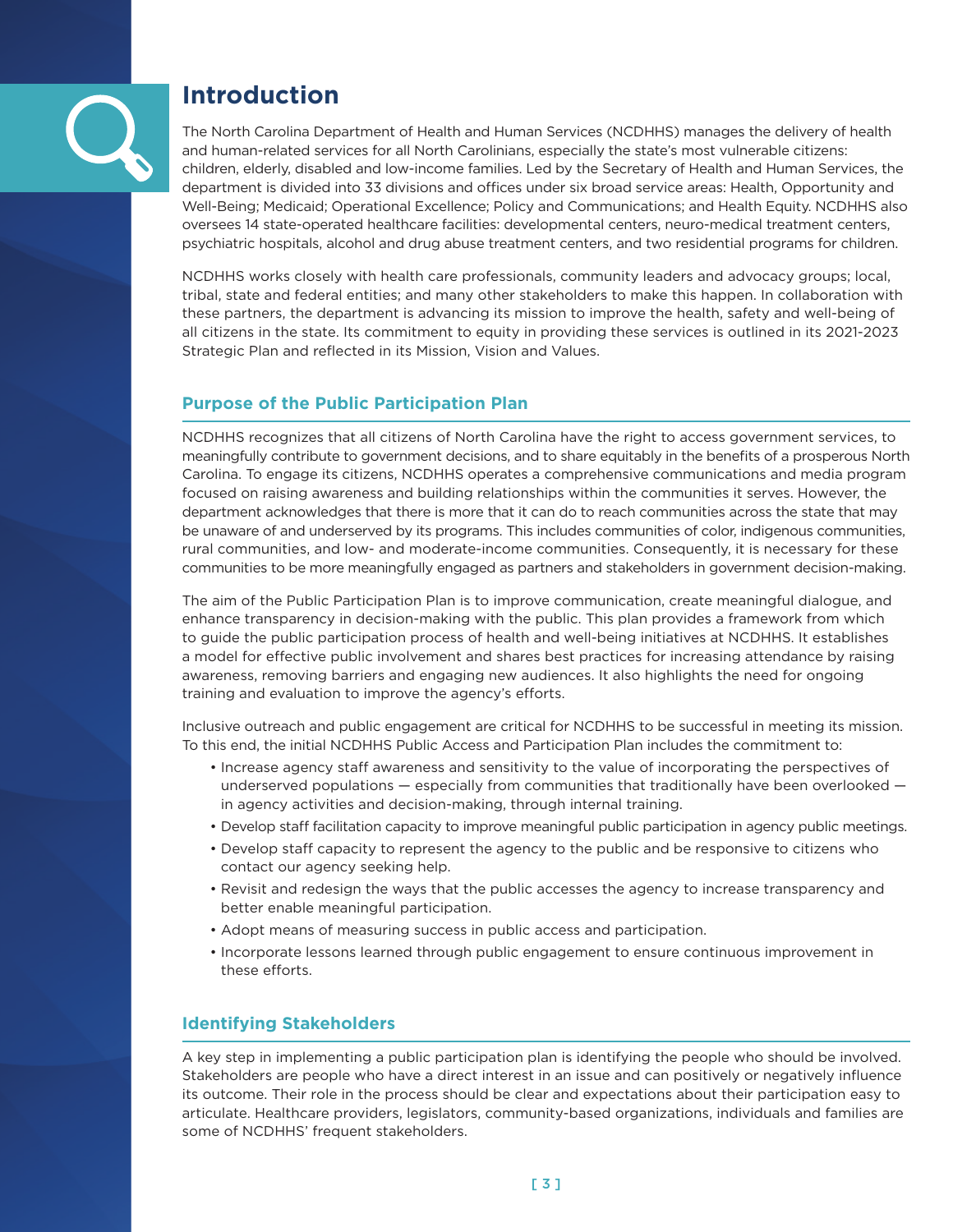# Introduction

The North Carolina Department of Health and Human Services (NCDHHS) manages the delivery of health and human-related services for all North Carolinians, especially the state's most vulnerable citizens: children, elderly, disabled and low-income families. Led by the Secretary of Health and Human Services, the department is divided into 33 divisions and offices under six broad service areas: Health, Opportunity and Well-Being; Medicaid; Operational Excellence; Policy and Communications; and Health Equity. NCDHHS also oversees 14 state-operated healthcare facilities: developmental centers, neuro-medical treatment centers, psychiatric hospitals, alcohol and drug abuse treatment centers, and two residential programs for children.

NCDHHS works closely with health care professionals, community leaders and advocacy groups; local, tribal, state and federal entities; and many other stakeholders to make this happen. In collaboration with these partners, the department is advancing its mission to improve the health, safety and well-being of all citizens in the state. Its commitment to equity in providing these services is outlined in its 2021-2023 Strategic Plan and reflected in its Mission, Vision and Values.

## Purpose of the Public Participation Plan

NCDHHS recognizes that all citizens of North Carolina have the right to access government services, to meaningfully contribute to government decisions, and to share equitably in the benefits of a prosperous North Carolina. To engage its citizens, NCDHHS operates a comprehensive communications and media program focused on raising awareness and building relationships within the communities it serves. However, the department acknowledges that there is more that it can do to reach communities across the state that may be unaware of and underserved by its programs. This includes communities of color, indigenous communities, rural communities, and low- and moderate-income communities. Consequently, it is necessary for these communities to be more meaningfully engaged as partners and stakeholders in government decision-making.

The aim of the Public Participation Plan is to improve communication, create meaningful dialogue, and enhance transparency in decision-making with the public. This plan provides a framework from which to guide the public participation process of health and well-being initiatives at NCDHHS. It establishes a model for effective public involvement and shares best practices for increasing attendance by raising awareness, removing barriers and engaging new audiences. It also highlights the need for ongoing training and evaluation to improve the agency's efforts.

Inclusive outreach and public engagement are critical for NCDHHS to be successful in meeting its mission. To this end, the initial NCDHHS Public Access and Participation Plan includes the commitment to:

- Increase agency staff awareness and sensitivity to the value of incorporating the perspectives of underserved populations — especially from communities that traditionally have been overlooked — in agency activities and decision-making, through internal training.
- Develop staff facilitation capacity to improve meaningful public participation in agency public meetings.
- Develop staff capacity to represent the agency to the public and be responsive to citizens who contact our agency seeking help.
- Revisit and redesign the ways that the public accesses the agency to increase transparency and better enable meaningful participation.
- Adopt means of measuring success in public access and participation.
- Incorporate lessons learned through public engagement to ensure continuous improvement in these efforts.

## Identifying Stakeholders

A key step in implementing a public participation plan is identifying the people who should be involved. Stakeholders are people who have a direct interest in an issue and can positively or negatively influence its outcome. Their role in the process should be clear and expectations about their participation easy to articulate. Healthcare providers, legislators, community-based organizations, individuals and families are some of NCDHHS' frequent stakeholders.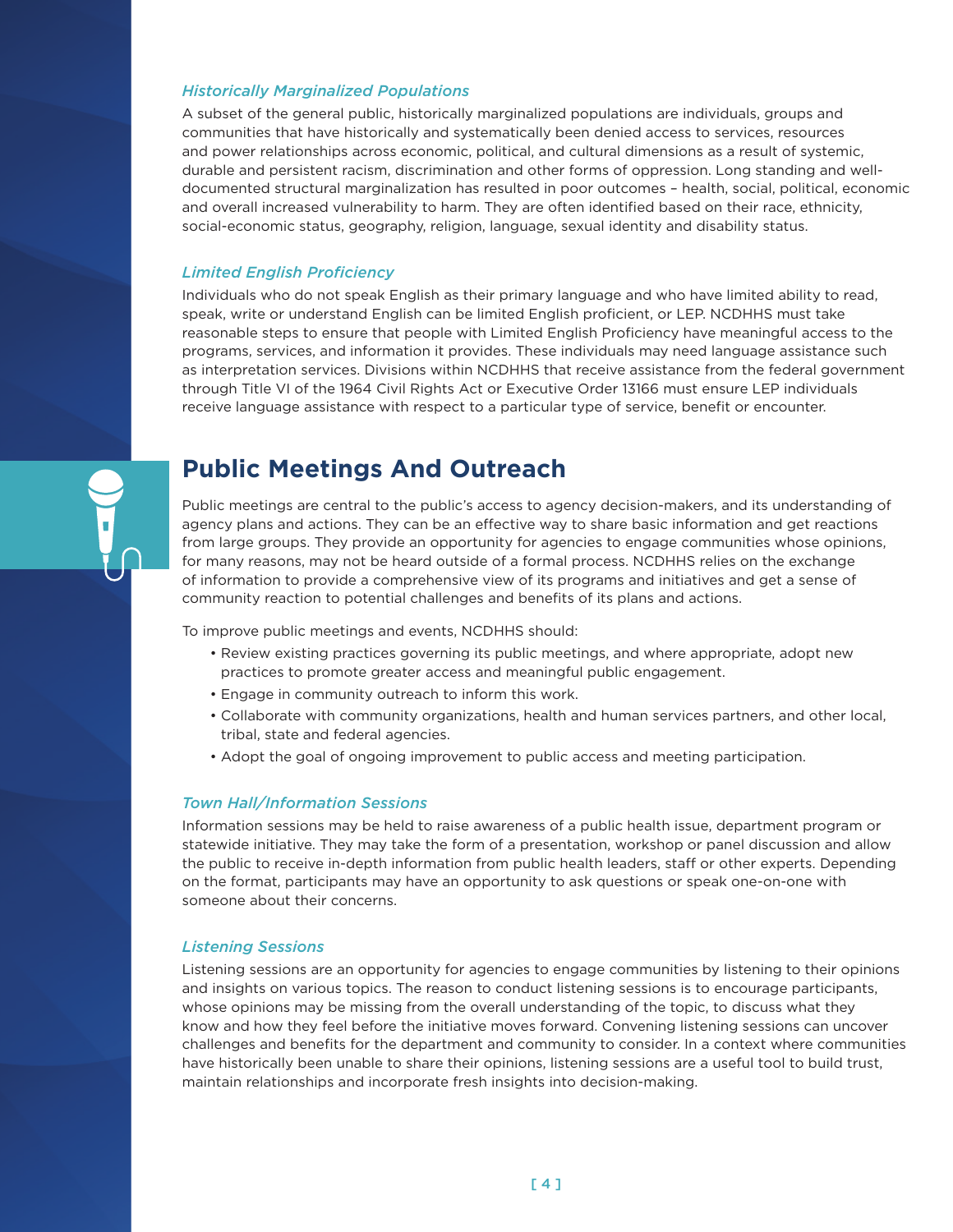*Historically Marginalized Populations*

A subset of the general public, historically marginalized populations are individuals, groups and communities that have historically and systematically been denied access to services, resources and power relationships across economic, political, and cultural dimensions as a result of systemic, durable and persistent racism, discrimination and other forms of oppression. Long standing and well-documented structural marginalization has resulted in poor outcomes – health, social, political, economic and overall increased vulnerability to harm. They are often identified based on their race, ethnicity, social-economic status, geography, religion, language, sexual identity and disability status.

*Limited English Proficiency*

Individuals who do not speak English as their primary language and who have limited ability to read, speak, write or understand English can be limited English proficient, or LEP. NCDHHS must take reasonable steps to ensure that people with Limited English Proficiency have meaningful access to the programs, services, and information it provides. These individuals may need language assistance such as interpretation services. Divisions within NCDHHS that receive assistance from the federal government through Title VI of the 1964 Civil Rights Act or Executive Order 13166 must ensure LEP individuals receive language assistance with respect to a particular type of service, benefit or encounter.

## Public Meetings And Outreach

Public meetings are central to the public's access to agency decision-makers, and its understanding of agency plans and actions. They can be an effective way to share basic information and get reactions from large groups. They provide an opportunity for agencies to engage communities whose opinions, for many reasons, may not be heard outside of a formal process. NCDHHS relies on the exchange of information to provide a comprehensive view of its programs and initiatives and get a sense of community reaction to potential challenges and benefits of its plans and actions.

To improve public meetings and events, NCDHHS should:

- Review existing practices governing its public meetings, and where appropriate, adopt new practices to promote greater access and meaningful public engagement.
- Engage in community outreach to inform this work.
- Collaborate with community organizations, health and human services partners, and other local, tribal, state and federal agencies.
- Adopt the goal of ongoing improvement to public access and meeting participation.

*Town Hall/Information Sessions*

Information sessions may be held to raise awareness of a public health issue, department program or statewide initiative. They may take the form of a presentation, workshop or panel discussion and allow the public to receive in-depth information from public health leaders, staff or other experts. Depending on the format, participants may have an opportunity to ask questions or speak one-on-one with someone about their concerns.

*Listening Sessions*

Listening sessions are an opportunity for agencies to engage communities by listening to their opinions and insights on various topics. The reason to conduct listening sessions is to encourage participants, whose opinions may be missing from the overall understanding of the topic, to discuss what they know and how they feel before the initiative moves forward. Convening listening sessions can uncover challenges and benefits for the department and community to consider. In a context where communities have historically been unable to share their opinions, listening sessions are a useful tool to build trust, maintain relationships and incorporate fresh insights into decision-making.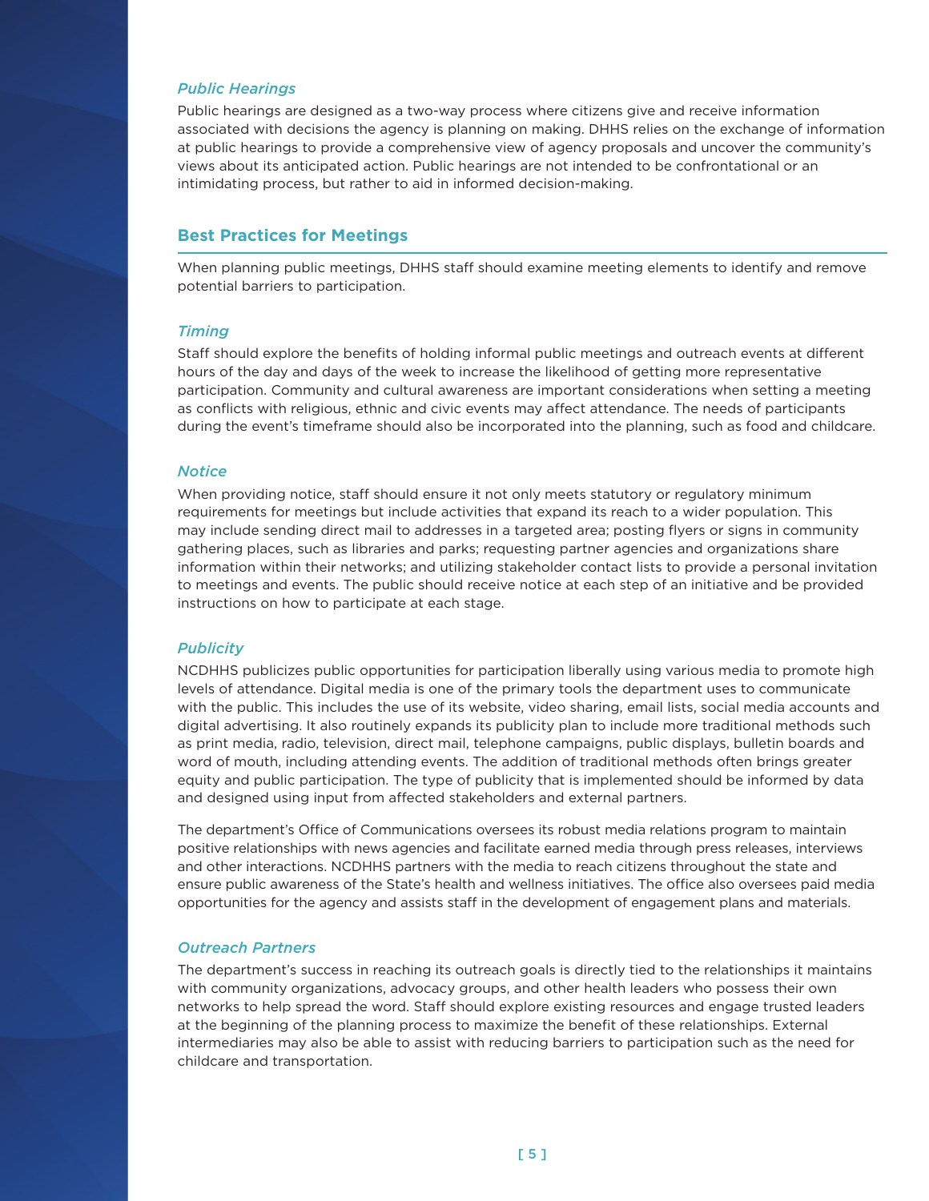### *Public Hearings*

Public hearings are designed as a two-way process where citizens give and receive information associated with decisions the agency is planning on making. DHHS relies on the exchange of information at public hearings to provide a comprehensive view of agency proposals and uncover the community's views about its anticipated action. Public hearings are not intended to be confrontational or an intimidating process, but rather to aid in informed decision-making.

## Best Practices for Meetings

When planning public meetings, DHHS staff should examine meeting elements to identify and remove potential barriers to participation.

### *Timing*

Staff should explore the benefits of holding informal public meetings and outreach events at different hours of the day and days of the week to increase the likelihood of getting more representative participation. Community and cultural awareness are important considerations when setting a meeting as conflicts with religious, ethnic and civic events may affect attendance. The needs of participants during the event's timeframe should also be incorporated into the planning, such as food and childcare.

### *Notice*

When providing notice, staff should ensure it not only meets statutory or regulatory minimum requirements for meetings but include activities that expand its reach to a wider population. This may include sending direct mail to addresses in a targeted area; posting flyers or signs in community gathering places, such as libraries and parks; requesting partner agencies and organizations share information within their networks; and utilizing stakeholder contact lists to provide a personal invitation to meetings and events. The public should receive notice at each step of an initiative and be provided instructions on how to participate at each stage.

### *Publicity*

NCDHHS publicizes public opportunities for participation liberally using various media to promote high levels of attendance. Digital media is one of the primary tools the department uses to communicate with the public. This includes the use of its website, video sharing, email lists, social media accounts and digital advertising. It also routinely expands its publicity plan to include more traditional methods such as print media, radio, television, direct mail, telephone campaigns, public displays, bulletin boards and word of mouth, including attending events. The addition of traditional methods often brings greater equity and public participation. The type of publicity that is implemented should be informed by data and designed using input from affected stakeholders and external partners.

The department's Office of Communications oversees its robust media relations program to maintain positive relationships with news agencies and facilitate earned media through press releases, interviews and other interactions. NCDHHS partners with the media to reach citizens throughout the state and ensure public awareness of the State's health and wellness initiatives. The office also oversees paid media opportunities for the agency and assists staff in the development of engagement plans and materials.

### *Outreach Partners*

The department's success in reaching its outreach goals is directly tied to the relationships it maintains with community organizations, advocacy groups, and other health leaders who possess their own networks to help spread the word. Staff should explore existing resources and engage trusted leaders at the beginning of the planning process to maximize the benefit of these relationships. External intermediaries may also be able to assist with reducing barriers to participation such as the need for childcare and transportation.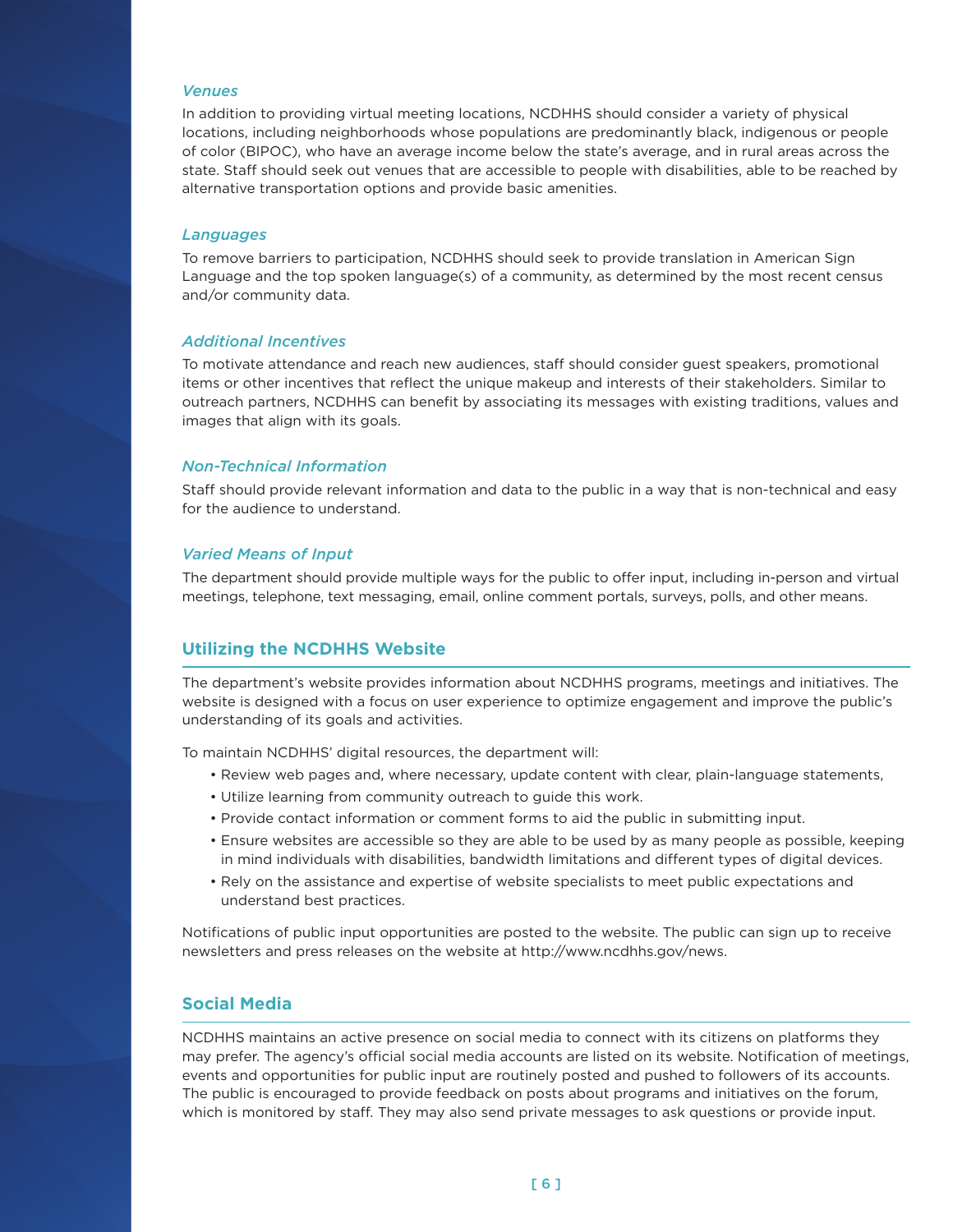### *Venues*

In addition to providing virtual meeting locations, NCDHHS should consider a variety of physical locations, including neighborhoods whose populations are predominantly black, indigenous or people of color (BIPOC), who have an average income below the state's average, and in rural areas across the state. Staff should seek out venues that are accessible to people with disabilities, able to be reached by alternative transportation options and provide basic amenities.

### *Languages*

To remove barriers to participation, NCDHHS should seek to provide translation in American Sign Language and the top spoken language(s) of a community, as determined by the most recent census and/or community data.

### *Additional Incentives*

To motivate attendance and reach new audiences, staff should consider guest speakers, promotional items or other incentives that reflect the unique makeup and interests of their stakeholders. Similar to outreach partners, NCDHHS can benefit by associating its messages with existing traditions, values and images that align with its goals.

### *Non-Technical Information*

Staff should provide relevant information and data to the public in a way that is non-technical and easy for the audience to understand.

### *Varied Means of Input*

The department should provide multiple ways for the public to offer input, including in-person and virtual meetings, telephone, text messaging, email, online comment portals, surveys, polls, and other means.

## Utilizing the NCDHHS Website

The department's website provides information about NCDHHS programs, meetings and initiatives. The website is designed with a focus on user experience to optimize engagement and improve the public's understanding of its goals and activities.

To maintain NCDHHS' digital resources, the department will:

- Review web pages and, where necessary, update content with clear, plain-language statements,
- Utilize learning from community outreach to guide this work.
- Provide contact information or comment forms to aid the public in submitting input.
- Ensure websites are accessible so they are able to be used by as many people as possible, keeping in mind individuals with disabilities, bandwidth limitations and different types of digital devices.
- Rely on the assistance and expertise of website specialists to meet public expectations and understand best practices.

Notifications of public input opportunities are posted to the website. The public can sign up to receive newsletters and press releases on the website at http://www.ncdhhs.gov/news.

## Social Media

NCDHHS maintains an active presence on social media to connect with its citizens on platforms they may prefer. The agency's official social media accounts are listed on its website. Notification of meetings, events and opportunities for public input are routinely posted and pushed to followers of its accounts. The public is encouraged to provide feedback on posts about programs and initiatives on the forum, which is monitored by staff. They may also send private messages to ask questions or provide input.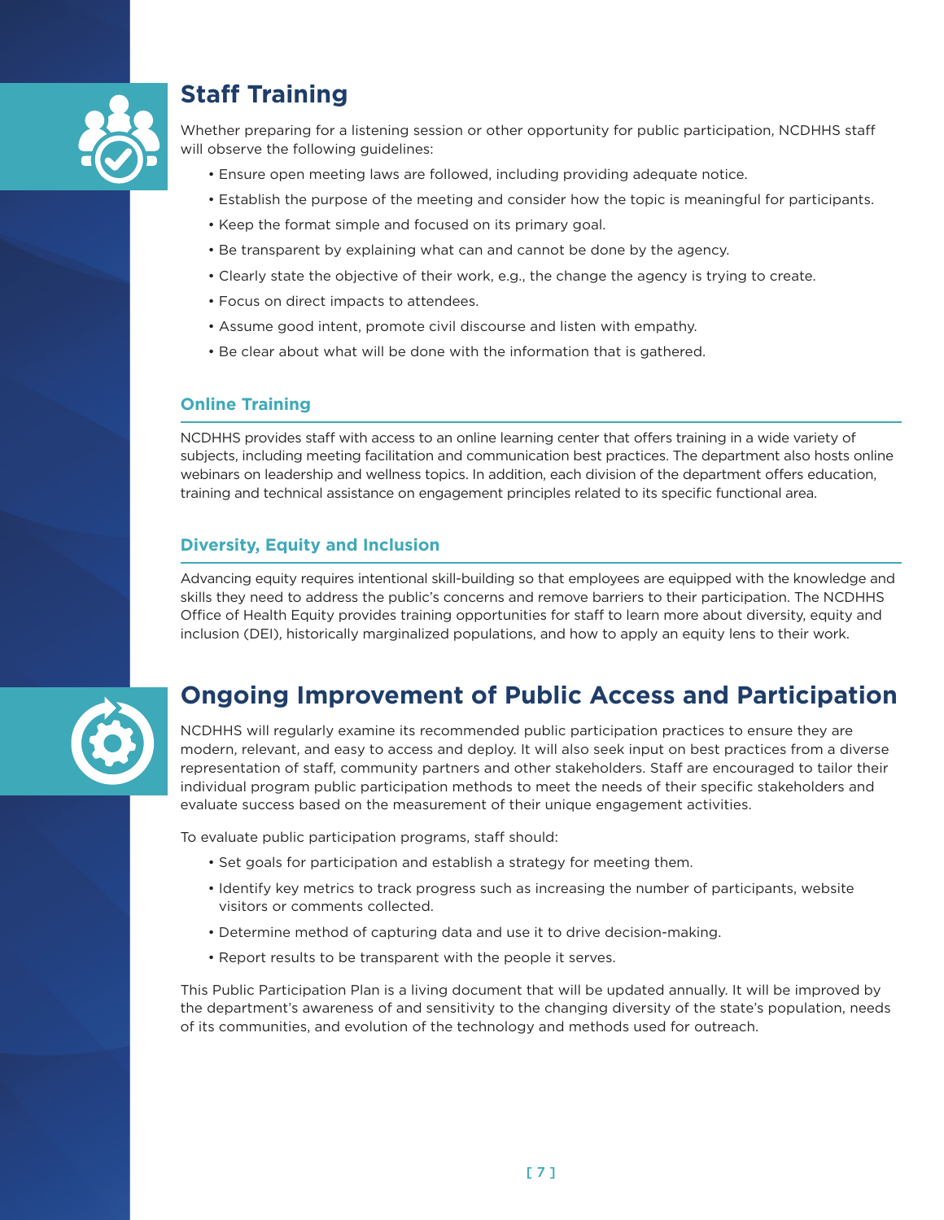## Staff Training

Whether preparing for a listening session or other opportunity for public participation, NCDHHS staff will observe the following guidelines:

- Ensure open meeting laws are followed, including providing adequate notice.
- Establish the purpose of the meeting and consider how the topic is meaningful for participants.
- Keep the format simple and focused on its primary goal.
- Be transparent by explaining what can and cannot be done by the agency.
- Clearly state the objective of their work, e.g., the change the agency is trying to create.
- Focus on direct impacts to attendees.
- Assume good intent, promote civil discourse and listen with empathy.
- Be clear about what will be done with the information that is gathered.

### Online Training

NCDHHS provides staff with access to an online learning center that offers training in a wide variety of subjects, including meeting facilitation and communication best practices. The department also hosts online webinars on leadership and wellness topics. In addition, each division of the department offers education, training and technical assistance on engagement principles related to its specific functional area.

### Diversity, Equity and Inclusion

Advancing equity requires intentional skill-building so that employees are equipped with the knowledge and skills they need to address the public's concerns and remove barriers to their participation. The NCDHHS Office of Health Equity provides training opportunities for staff to learn more about diversity, equity and inclusion (DEI), historically marginalized populations, and how to apply an equity lens to their work.

## Ongoing Improvement of Public Access and Participation

NCDHHS will regularly examine its recommended public participation practices to ensure they are modern, relevant, and easy to access and deploy. It will also seek input on best practices from a diverse representation of staff, community partners and other stakeholders. Staff are encouraged to tailor their individual program public participation methods to meet the needs of their specific stakeholders and evaluate success based on the measurement of their unique engagement activities.

To evaluate public participation programs, staff should:

- Set goals for participation and establish a strategy for meeting them.
- Identify key metrics to track progress such as increasing the number of participants, website visitors or comments collected.
- Determine method of capturing data and use it to drive decision-making.
- Report results to be transparent with the people it serves.

This Public Participation Plan is a living document that will be updated annually. It will be improved by the department's awareness of and sensitivity to the changing diversity of the state's population, needs of its communities, and evolution of the technology and methods used for outreach.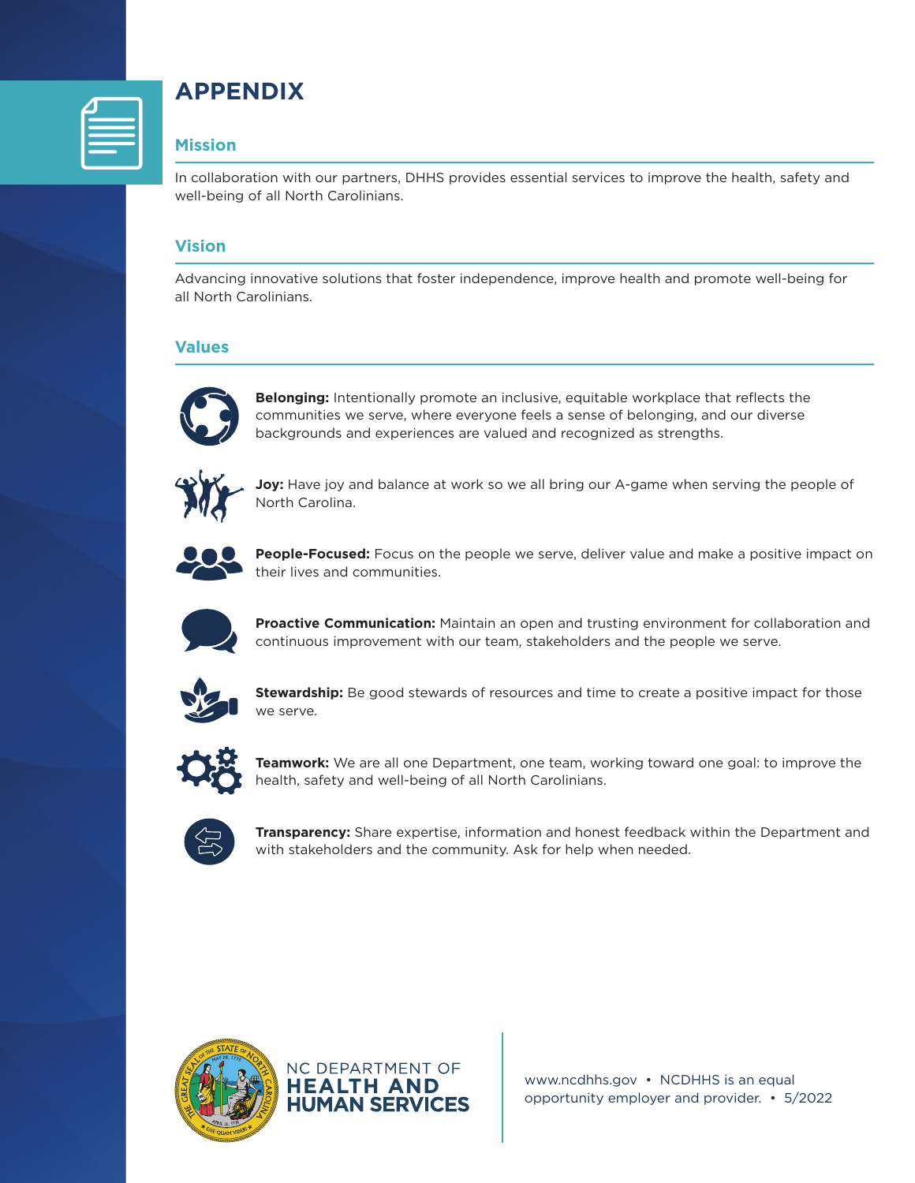# APPENDIX

## Mission

In collaboration with our partners, DHHS provides essential services to improve the health, safety and well-being of all North Carolinians.

## Vision

Advancing innovative solutions that foster independence, improve health and promote well-being for all North Carolinians.

## Values

**Belonging:** Intentionally promote an inclusive, equitable workplace that reflects the communities we serve, where everyone feels a sense of belonging, and our diverse backgrounds and experiences are valued and recognized as strengths.

**Joy:** Have joy and balance at work so we all bring our A-game when serving the people of North Carolina.

**People-Focused:** Focus on the people we serve, deliver value and make a positive impact on their lives and communities.

**Proactive Communication:** Maintain an open and trusting environment for collaboration and continuous improvement with our team, stakeholders and the people we serve.

**Stewardship:** Be good stewards of resources and time to create a positive impact for those we serve.

**Teamwork:** We are all one Department, one team, working toward one goal: to improve the health, safety and well-being of all North Carolinians.

**Transparency:** Share expertise, information and honest feedback within the Department and with stakeholders and the community. Ask for help when needed.

NC DEPARTMENT OF
**HEALTH AND HUMAN SERVICES**

www.ncdhhs.gov • NCDHHS is an equal opportunity employer and provider. • 5/2022